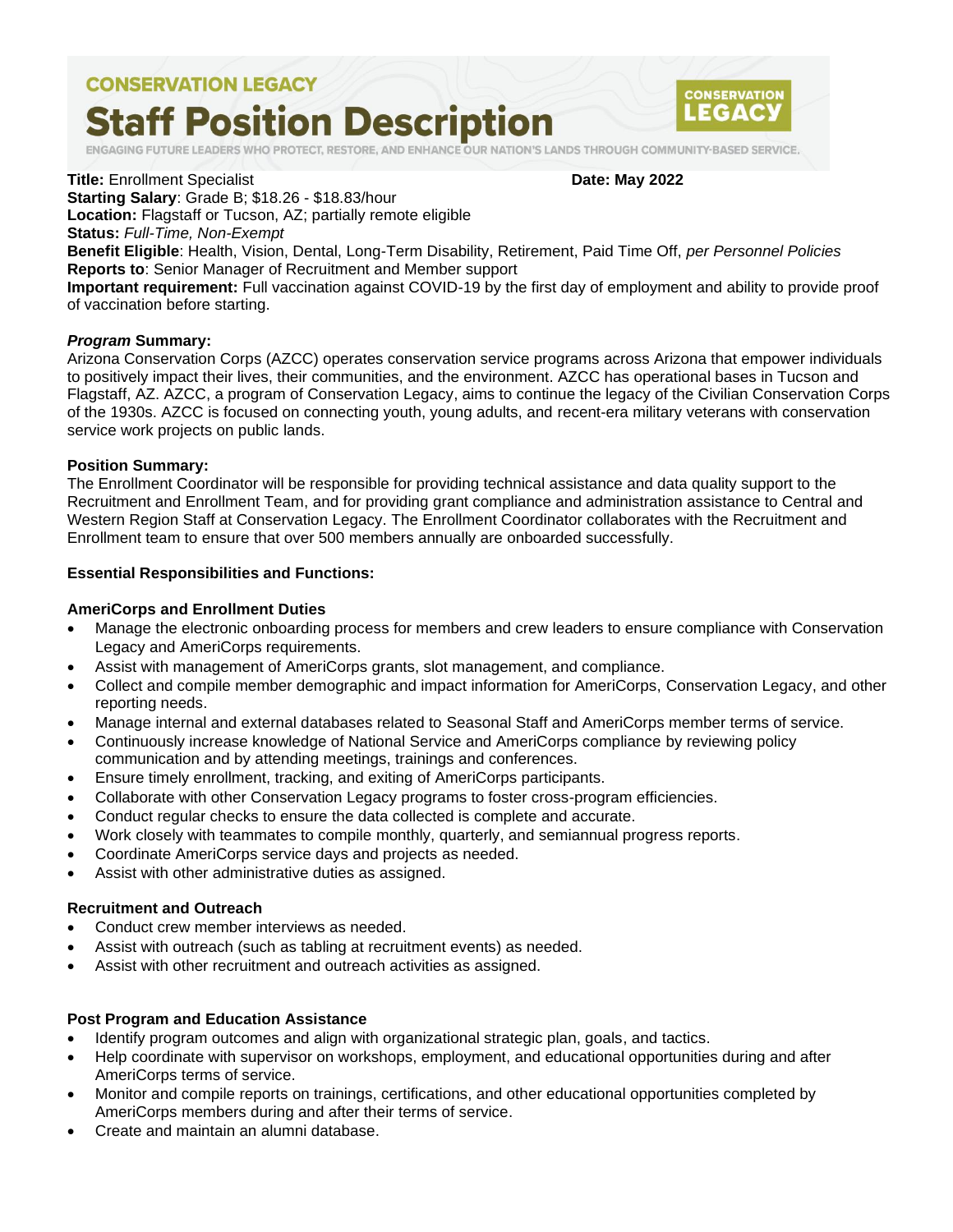**CONSERVATION LEGACY**

# Staff Position Description

ENGAGING FUTURE LEADERS WHO PROTECT, RESTORE, AND ENHANCE OUR NATION'S LANDS THROUGH COMMUNITY-BASED SERVICE.

**Title:** Enrollment Specialist **Date: May 2022**
**Starting Salary**: Grade B; $18.26 - $18.83/hour
**Location:** Flagstaff or Tucson, AZ; partially remote eligible
**Status:** *Full-Time, Non-Exempt*
**Benefit Eligible**: Health, Vision, Dental, Long-Term Disability, Retirement, Paid Time Off, *per Personnel Policies*
**Reports to**: Senior Manager of Recruitment and Member support
**Important requirement:** Full vaccination against COVID-19 by the first day of employment and ability to provide proof of vaccination before starting.

***Program* Summary:**
Arizona Conservation Corps (AZCC) operates conservation service programs across Arizona that empower individuals to positively impact their lives, their communities, and the environment. AZCC has operational bases in Tucson and Flagstaff, AZ. AZCC, a program of Conservation Legacy, aims to continue the legacy of the Civilian Conservation Corps of the 1930s. AZCC is focused on connecting youth, young adults, and recent-era military veterans with conservation service work projects on public lands.

**Position Summary:**
The Enrollment Coordinator will be responsible for providing technical assistance and data quality support to the Recruitment and Enrollment Team, and for providing grant compliance and administration assistance to Central and Western Region Staff at Conservation Legacy. The Enrollment Coordinator collaborates with the Recruitment and Enrollment team to ensure that over 500 members annually are onboarded successfully.

**Essential Responsibilities and Functions:**

**AmeriCorps and Enrollment Duties**

- Manage the electronic onboarding process for members and crew leaders to ensure compliance with Conservation Legacy and AmeriCorps requirements.
- Assist with management of AmeriCorps grants, slot management, and compliance.
- Collect and compile member demographic and impact information for AmeriCorps, Conservation Legacy, and other reporting needs.
- Manage internal and external databases related to Seasonal Staff and AmeriCorps member terms of service.
- Continuously increase knowledge of National Service and AmeriCorps compliance by reviewing policy communication and by attending meetings, trainings and conferences.
- Ensure timely enrollment, tracking, and exiting of AmeriCorps participants.
- Collaborate with other Conservation Legacy programs to foster cross-program efficiencies.
- Conduct regular checks to ensure the data collected is complete and accurate.
- Work closely with teammates to compile monthly, quarterly, and semiannual progress reports.
- Coordinate AmeriCorps service days and projects as needed.
- Assist with other administrative duties as assigned.

**Recruitment and Outreach**

- Conduct crew member interviews as needed.
- Assist with outreach (such as tabling at recruitment events) as needed.
- Assist with other recruitment and outreach activities as assigned.

**Post Program and Education Assistance**

- Identify program outcomes and align with organizational strategic plan, goals, and tactics.
- Help coordinate with supervisor on workshops, employment, and educational opportunities during and after AmeriCorps terms of service.
- Monitor and compile reports on trainings, certifications, and other educational opportunities completed by AmeriCorps members during and after their terms of service.
- Create and maintain an alumni database.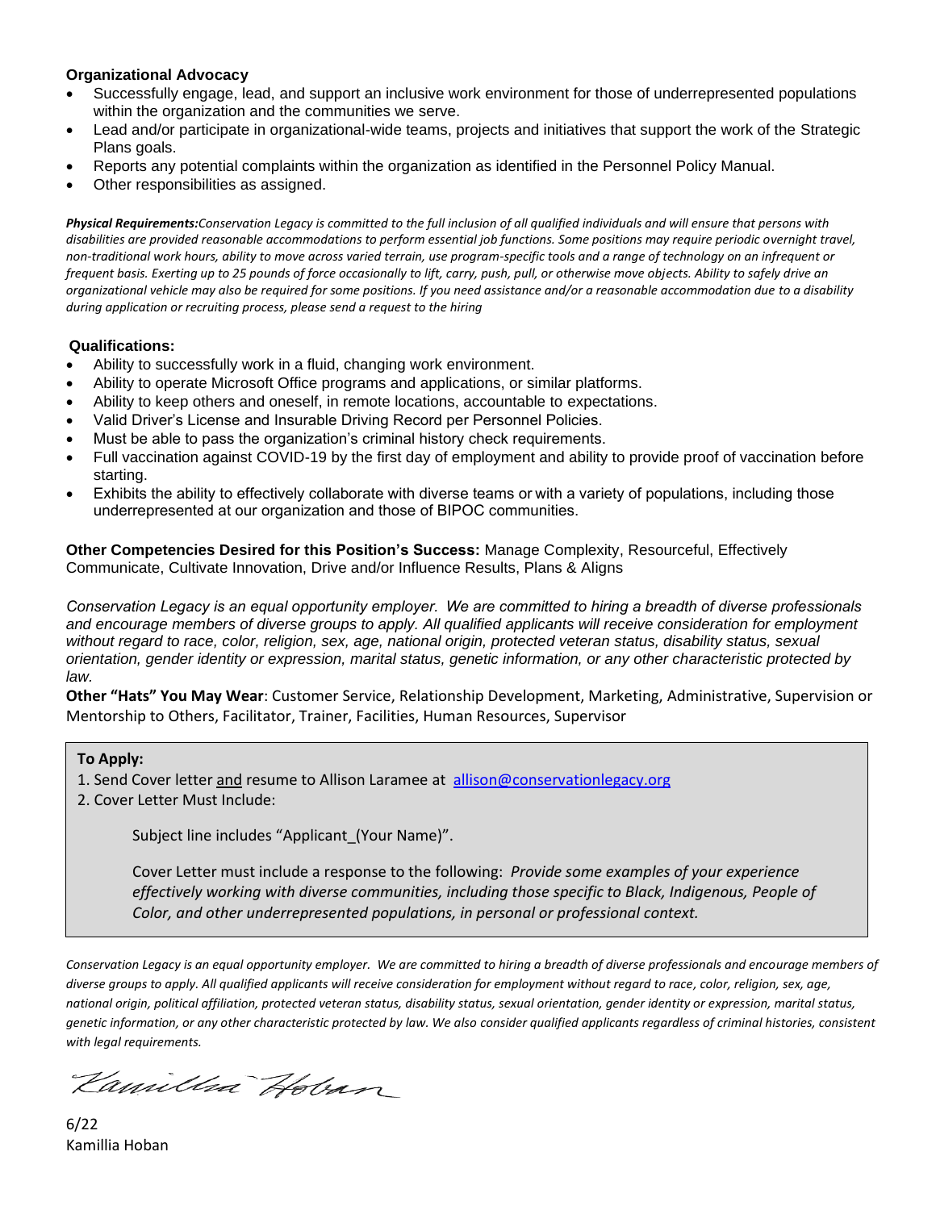**Organizational Advocacy**

- Successfully engage, lead, and support an inclusive work environment for those of underrepresented populations within the organization and the communities we serve.
- Lead and/or participate in organizational-wide teams, projects and initiatives that support the work of the Strategic Plans goals.
- Reports any potential complaints within the organization as identified in the Personnel Policy Manual.
- Other responsibilities as assigned.

***Physical Requirements:****Conservation Legacy is committed to the full inclusion of all qualified individuals and will ensure that persons with disabilities are provided reasonable accommodations to perform essential job functions. Some positions may require periodic overnight travel, non-traditional work hours, ability to move across varied terrain, use program-specific tools and a range of technology on an infrequent or frequent basis. Exerting up to 25 pounds of force occasionally to lift, carry, push, pull, or otherwise move objects. Ability to safely drive an organizational vehicle may also be required for some positions. If you need assistance and/or a reasonable accommodation due to a disability during application or recruiting process, please send a request to the hiring*

**Qualifications:**

- Ability to successfully work in a fluid, changing work environment.
- Ability to operate Microsoft Office programs and applications, or similar platforms.
- Ability to keep others and oneself, in remote locations, accountable to expectations.
- Valid Driver's License and Insurable Driving Record per Personnel Policies.
- Must be able to pass the organization's criminal history check requirements.
- Full vaccination against COVID-19 by the first day of employment and ability to provide proof of vaccination before starting.
- Exhibits the ability to effectively collaborate with diverse teams or with a variety of populations, including those underrepresented at our organization and those of BIPOC communities.

**Other Competencies Desired for this Position's Success:** Manage Complexity, Resourceful, Effectively Communicate, Cultivate Innovation, Drive and/or Influence Results, Plans & Aligns

*Conservation Legacy is an equal opportunity employer. We are committed to hiring a breadth of diverse professionals and encourage members of diverse groups to apply. All qualified applicants will receive consideration for employment without regard to race, color, religion, sex, age, national origin, protected veteran status, disability status, sexual orientation, gender identity or expression, marital status, genetic information, or any other characteristic protected by law.*

**Other "Hats" You May Wear**: Customer Service, Relationship Development, Marketing, Administrative, Supervision or Mentorship to Others, Facilitator, Trainer, Facilities, Human Resources, Supervisor

**To Apply:**

1. Send Cover letter and resume to Allison Laramee at allison@conservationlegacy.org
2. Cover Letter Must Include:

   Subject line includes "Applicant_(Your Name)".

   Cover Letter must include a response to the following: *Provide some examples of your experience effectively working with diverse communities, including those specific to Black, Indigenous, People of Color, and other underrepresented populations, in personal or professional context.*

*Conservation Legacy is an equal opportunity employer. We are committed to hiring a breadth of diverse professionals and encourage members of diverse groups to apply. All qualified applicants will receive consideration for employment without regard to race, color, religion, sex, age, national origin, political affiliation, protected veteran status, disability status, sexual orientation, gender identity or expression, marital status, genetic information, or any other characteristic protected by law. We also consider qualified applicants regardless of criminal histories, consistent with legal requirements.*

Kamillia Hoban

6/22
Kamillia Hoban